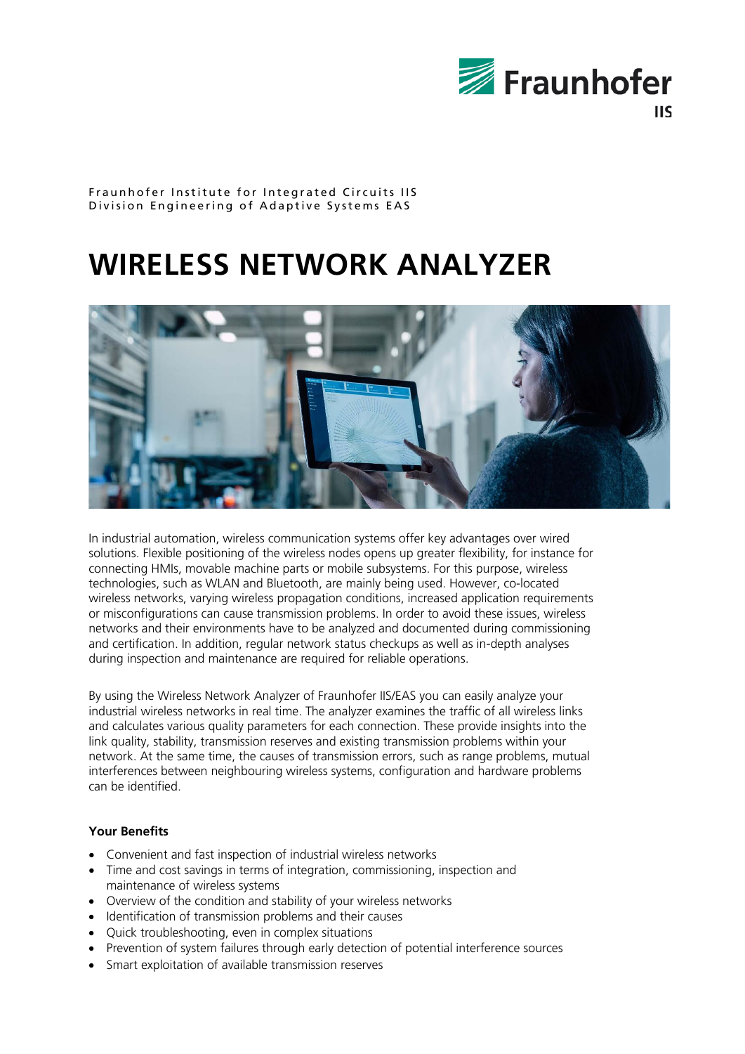Fraunhofer Institute for Integrated Circuits IIS
Division Engineering of Adaptive Systems EAS

# WIRELESS NETWORK ANALYZER

In industrial automation, wireless communication systems offer key advantages over wired solutions. Flexible positioning of the wireless nodes opens up greater flexibility, for instance for connecting HMIs, movable machine parts or mobile subsystems. For this purpose, wireless technologies, such as WLAN and Bluetooth, are mainly being used. However, co-located wireless networks, varying wireless propagation conditions, increased application requirements or misconfigurations can cause transmission problems. In order to avoid these issues, wireless networks and their environments have to be analyzed and documented during commissioning and certification. In addition, regular network status checkups as well as in-depth analyses during inspection and maintenance are required for reliable operations.

By using the Wireless Network Analyzer of Fraunhofer IIS/EAS you can easily analyze your industrial wireless networks in real time. The analyzer examines the traffic of all wireless links and calculates various quality parameters for each connection. These provide insights into the link quality, stability, transmission reserves and existing transmission problems within your network. At the same time, the causes of transmission errors, such as range problems, mutual interferences between neighbouring wireless systems, configuration and hardware problems can be identified.

**Your Benefits**

- Convenient and fast inspection of industrial wireless networks
- Time and cost savings in terms of integration, commissioning, inspection and maintenance of wireless systems
- Overview of the condition and stability of your wireless networks
- Identification of transmission problems and their causes
- Quick troubleshooting, even in complex situations
- Prevention of system failures through early detection of potential interference sources
- Smart exploitation of available transmission reserves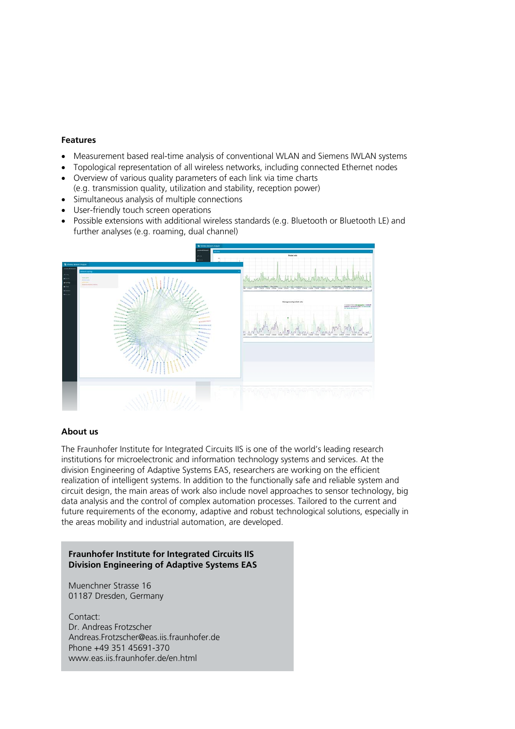## Features

- Measurement based real-time analysis of conventional WLAN and Siemens IWLAN systems
- Topological representation of all wireless networks, including connected Ethernet nodes
- Overview of various quality parameters of each link via time charts
  (e.g. transmission quality, utilization and stability, reception power)
- Simultaneous analysis of multiple connections
- User-friendly touch screen operations
- Possible extensions with additional wireless standards (e.g. Bluetooth or Bluetooth LE) and further analyses (e.g. roaming, dual channel)

## About us

The Fraunhofer Institute for Integrated Circuits IIS is one of the world's leading research institutions for microelectronic and information technology systems and services. At the division Engineering of Adaptive Systems EAS, researchers are working on the efficient realization of intelligent systems. In addition to the functionally safe and reliable system and circuit design, the main areas of work also include novel approaches to sensor technology, big data analysis and the control of complex automation processes. Tailored to the current and future requirements of the economy, adaptive and robust technological solutions, especially in the areas mobility and industrial automation, are developed.

**Fraunhofer Institute for Integrated Circuits IIS**
**Division Engineering of Adaptive Systems EAS**

Muenchner Strasse 16
01187 Dresden, Germany

Contact:
Dr. Andreas Frotzscher
Andreas.Frotzscher@eas.iis.fraunhofer.de
Phone +49 351 45691-370
www.eas.iis.fraunhofer.de/en.html